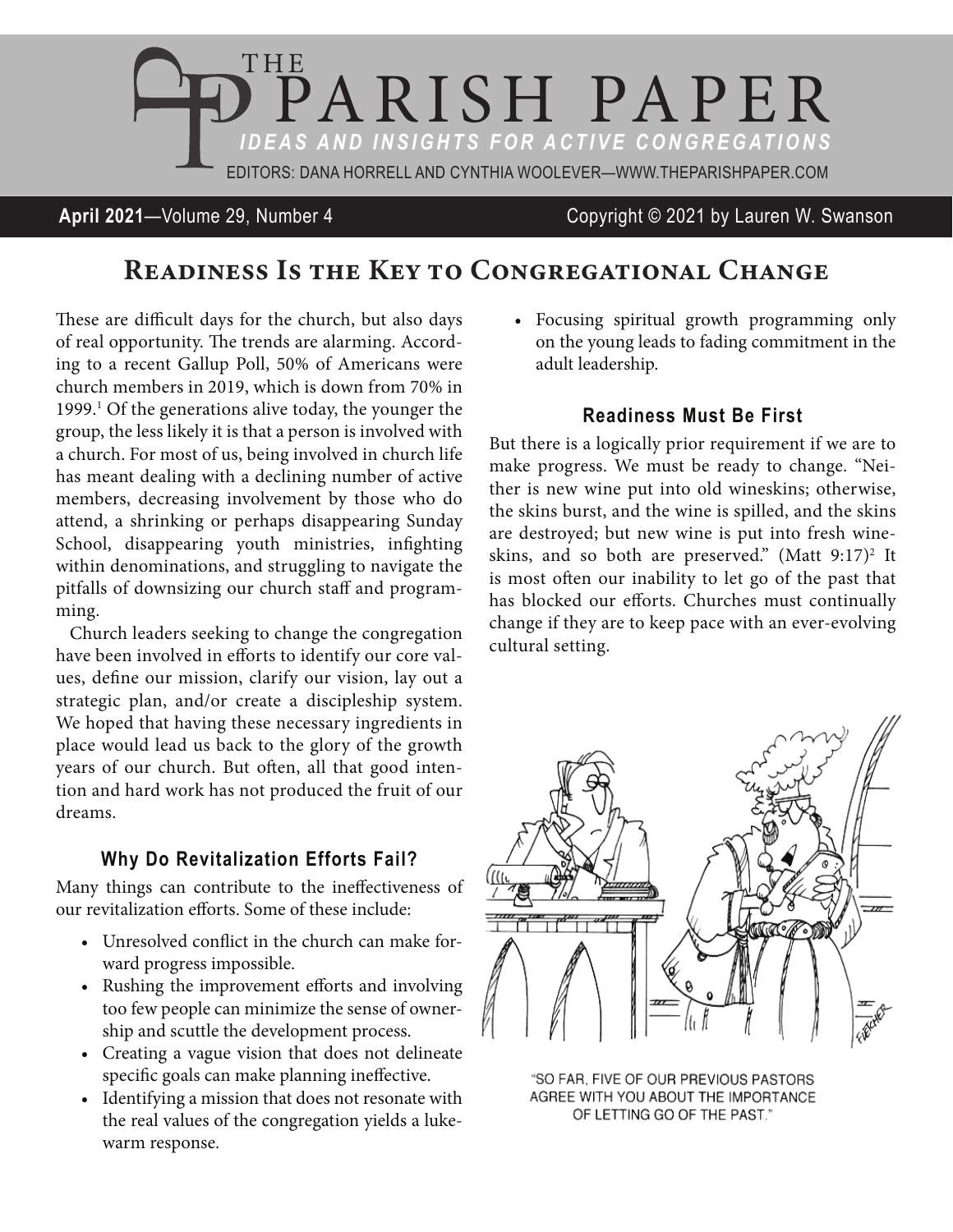# THE PARISH PAPER

*IDEAS AND INSIGHTS FOR ACTIVE CONGREGATIONS*

EDITORS: DANA HORRELL AND CYNTHIA WOOLEVER—WWW.THEPARISHPAPER.COM

**April 2021**—Volume 29, Number 4 Copyright © 2021 by Lauren W. Swanson

## Readiness Is the Key to Congregational Change

These are difficult days for the church, but also days of real opportunity. The trends are alarming. According to a recent Gallup Poll, 50% of Americans were church members in 2019, which is down from 70% in 1999.[1] Of the generations alive today, the younger the group, the less likely it is that a person is involved with a church. For most of us, being involved in church life has meant dealing with a declining number of active members, decreasing involvement by those who do attend, a shrinking or perhaps disappearing Sunday School, disappearing youth ministries, infighting within denominations, and struggling to navigate the pitfalls of downsizing our church staff and programming.

Church leaders seeking to change the congregation have been involved in efforts to identify our core values, define our mission, clarify our vision, lay out a strategic plan, and/or create a discipleship system. We hoped that having these necessary ingredients in place would lead us back to the glory of the growth years of our church. But often, all that good intention and hard work has not produced the fruit of our dreams.

### Why Do Revitalization Efforts Fail?

Many things can contribute to the ineffectiveness of our revitalization efforts. Some of these include:

- Unresolved conflict in the church can make forward progress impossible.
- Rushing the improvement efforts and involving too few people can minimize the sense of ownership and scuttle the development process.
- Creating a vague vision that does not delineate specific goals can make planning ineffective.
- Identifying a mission that does not resonate with the real values of the congregation yields a lukewarm response.
- Focusing spiritual growth programming only on the young leads to fading commitment in the adult leadership.

### Readiness Must Be First

But there is a logically prior requirement if we are to make progress. We must be ready to change. "Neither is new wine put into old wineskins; otherwise, the skins burst, and the wine is spilled, and the skins are destroyed; but new wine is put into fresh wineskins, and so both are preserved." (Matt 9:17)[2] It is most often our inability to let go of the past that has blocked our efforts. Churches must continually change if they are to keep pace with an ever-evolving cultural setting.

"SO FAR, FIVE OF OUR PREVIOUS PASTORS AGREE WITH YOU ABOUT THE IMPORTANCE OF LETTING GO OF THE PAST."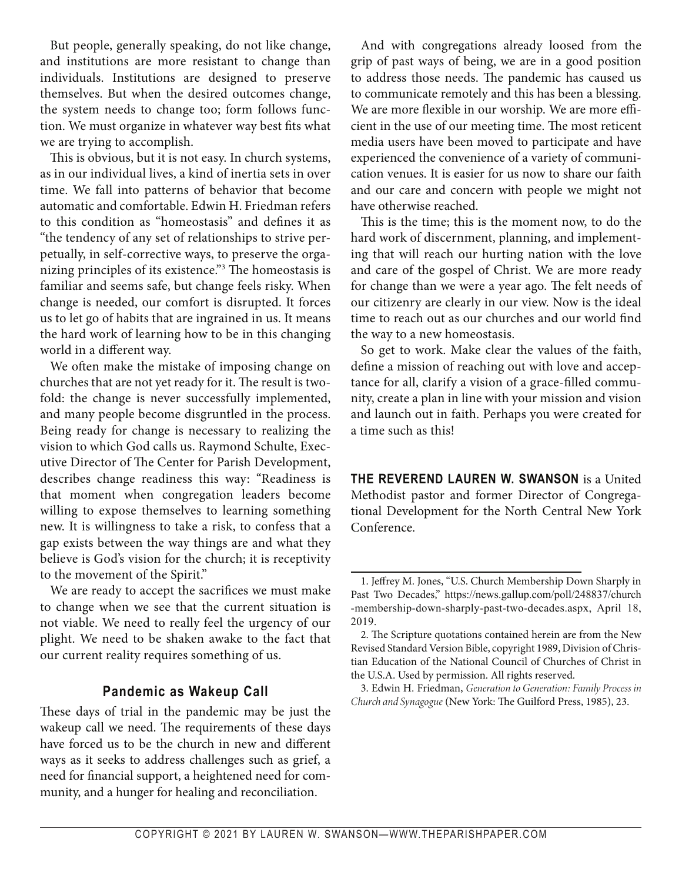But people, generally speaking, do not like change, and institutions are more resistant to change than individuals. Institutions are designed to preserve themselves. But when the desired outcomes change, the system needs to change too; form follows function. We must organize in whatever way best fits what we are trying to accomplish.

This is obvious, but it is not easy. In church systems, as in our individual lives, a kind of inertia sets in over time. We fall into patterns of behavior that become automatic and comfortable. Edwin H. Friedman refers to this condition as "homeostasis" and defines it as "the tendency of any set of relationships to strive perpetually, in self-corrective ways, to preserve the organizing principles of its existence."[3] The homeostasis is familiar and seems safe, but change feels risky. When change is needed, our comfort is disrupted. It forces us to let go of habits that are ingrained in us. It means the hard work of learning how to be in this changing world in a different way.

We often make the mistake of imposing change on churches that are not yet ready for it. The result is twofold: the change is never successfully implemented, and many people become disgruntled in the process. Being ready for change is necessary to realizing the vision to which God calls us. Raymond Schulte, Executive Director of The Center for Parish Development, describes change readiness this way: "Readiness is that moment when congregation leaders become willing to expose themselves to learning something new. It is willingness to take a risk, to confess that a gap exists between the way things are and what they believe is God's vision for the church; it is receptivity to the movement of the Spirit."

We are ready to accept the sacrifices we must make to change when we see that the current situation is not viable. We need to really feel the urgency of our plight. We need to be shaken awake to the fact that our current reality requires something of us.

## Pandemic as Wakeup Call

These days of trial in the pandemic may be just the wakeup call we need. The requirements of these days have forced us to be the church in new and different ways as it seeks to address challenges such as grief, a need for financial support, a heightened need for community, and a hunger for healing and reconciliation.

And with congregations already loosed from the grip of past ways of being, we are in a good position to address those needs. The pandemic has caused us to communicate remotely and this has been a blessing. We are more flexible in our worship. We are more efficient in the use of our meeting time. The most reticent media users have been moved to participate and have experienced the convenience of a variety of communication venues. It is easier for us now to share our faith and our care and concern with people we might not have otherwise reached.

This is the time; this is the moment now, to do the hard work of discernment, planning, and implementing that will reach our hurting nation with the love and care of the gospel of Christ. We are more ready for change than we were a year ago. The felt needs of our citizenry are clearly in our view. Now is the ideal time to reach out as our churches and our world find the way to a new homeostasis.

So get to work. Make clear the values of the faith, define a mission of reaching out with love and acceptance for all, clarify a vision of a grace-filled community, create a plan in line with your mission and vision and launch out in faith. Perhaps you were created for a time such as this!

**THE REVEREND LAUREN W. SWANSON** is a United Methodist pastor and former Director of Congregational Development for the North Central New York Conference.

---

1. Jeffrey M. Jones, "U.S. Church Membership Down Sharply in Past Two Decades," https://news.gallup.com/poll/248837/church-membership-down-sharply-past-two-decades.aspx, April 18, 2019.

2. The Scripture quotations contained herein are from the New Revised Standard Version Bible, copyright 1989, Division of Christian Education of the National Council of Churches of Christ in the U.S.A. Used by permission. All rights reserved.

3. Edwin H. Friedman, *Generation to Generation: Family Process in Church and Synagogue* (New York: The Guilford Press, 1985), 23.

COPYRIGHT © 2021 BY LAUREN W. SWANSON—WWW.THEPARISHPAPER.COM